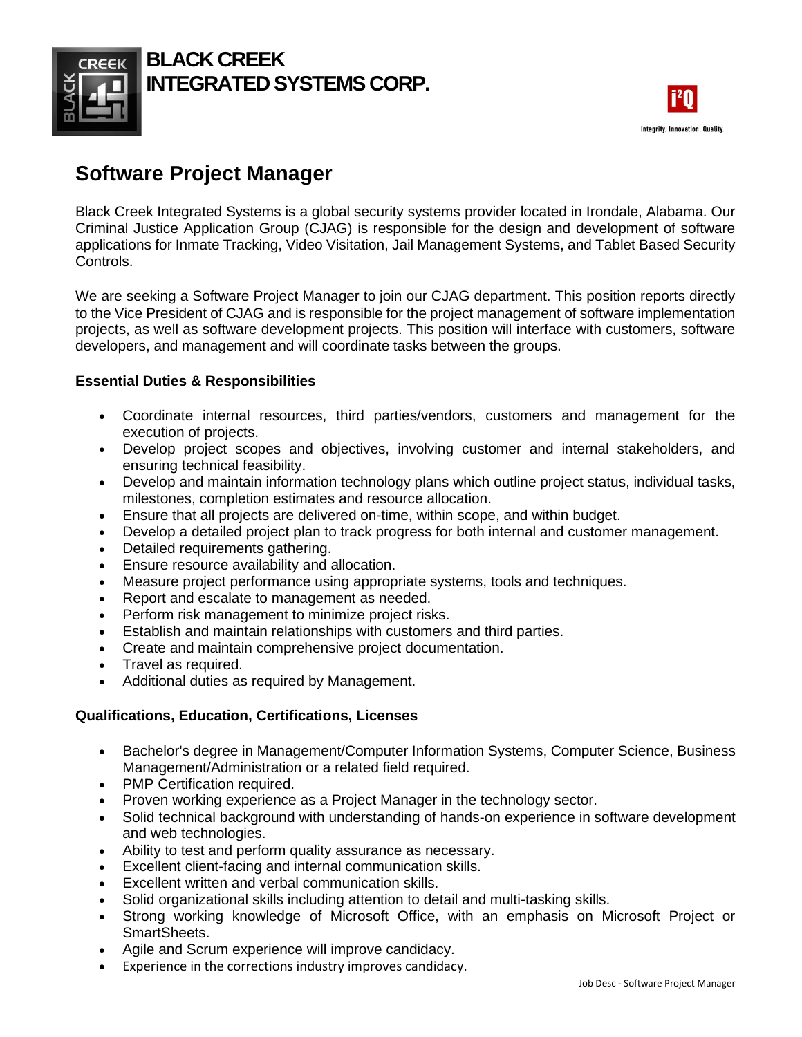**BLACK CREEK INTEGRATED SYSTEMS CORP.**

Integrity. Innovation. Quality.

# Software Project Manager

Black Creek Integrated Systems is a global security systems provider located in Irondale, Alabama. Our Criminal Justice Application Group (CJAG) is responsible for the design and development of software applications for Inmate Tracking, Video Visitation, Jail Management Systems, and Tablet Based Security Controls.

We are seeking a Software Project Manager to join our CJAG department. This position reports directly to the Vice President of CJAG and is responsible for the project management of software implementation projects, as well as software development projects. This position will interface with customers, software developers, and management and will coordinate tasks between the groups.

### Essential Duties & Responsibilities

- Coordinate internal resources, third parties/vendors, customers and management for the execution of projects.
- Develop project scopes and objectives, involving customer and internal stakeholders, and ensuring technical feasibility.
- Develop and maintain information technology plans which outline project status, individual tasks, milestones, completion estimates and resource allocation.
- Ensure that all projects are delivered on-time, within scope, and within budget.
- Develop a detailed project plan to track progress for both internal and customer management.
- Detailed requirements gathering.
- Ensure resource availability and allocation.
- Measure project performance using appropriate systems, tools and techniques.
- Report and escalate to management as needed.
- Perform risk management to minimize project risks.
- Establish and maintain relationships with customers and third parties.
- Create and maintain comprehensive project documentation.
- Travel as required.
- Additional duties as required by Management.

### Qualifications, Education, Certifications, Licenses

- Bachelor's degree in Management/Computer Information Systems, Computer Science, Business Management/Administration or a related field required.
- PMP Certification required.
- Proven working experience as a Project Manager in the technology sector.
- Solid technical background with understanding of hands-on experience in software development and web technologies.
- Ability to test and perform quality assurance as necessary.
- Excellent client-facing and internal communication skills.
- Excellent written and verbal communication skills.
- Solid organizational skills including attention to detail and multi-tasking skills.
- Strong working knowledge of Microsoft Office, with an emphasis on Microsoft Project or SmartSheets.
- Agile and Scrum experience will improve candidacy.
- Experience in the corrections industry improves candidacy.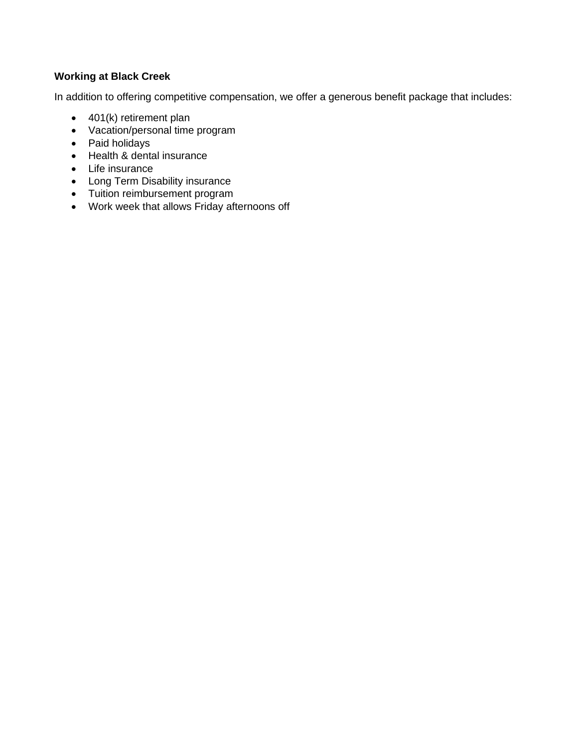**Working at Black Creek**

In addition to offering competitive compensation, we offer a generous benefit package that includes:

- 401(k) retirement plan
- Vacation/personal time program
- Paid holidays
- Health & dental insurance
- Life insurance
- Long Term Disability insurance
- Tuition reimbursement program
- Work week that allows Friday afternoons off